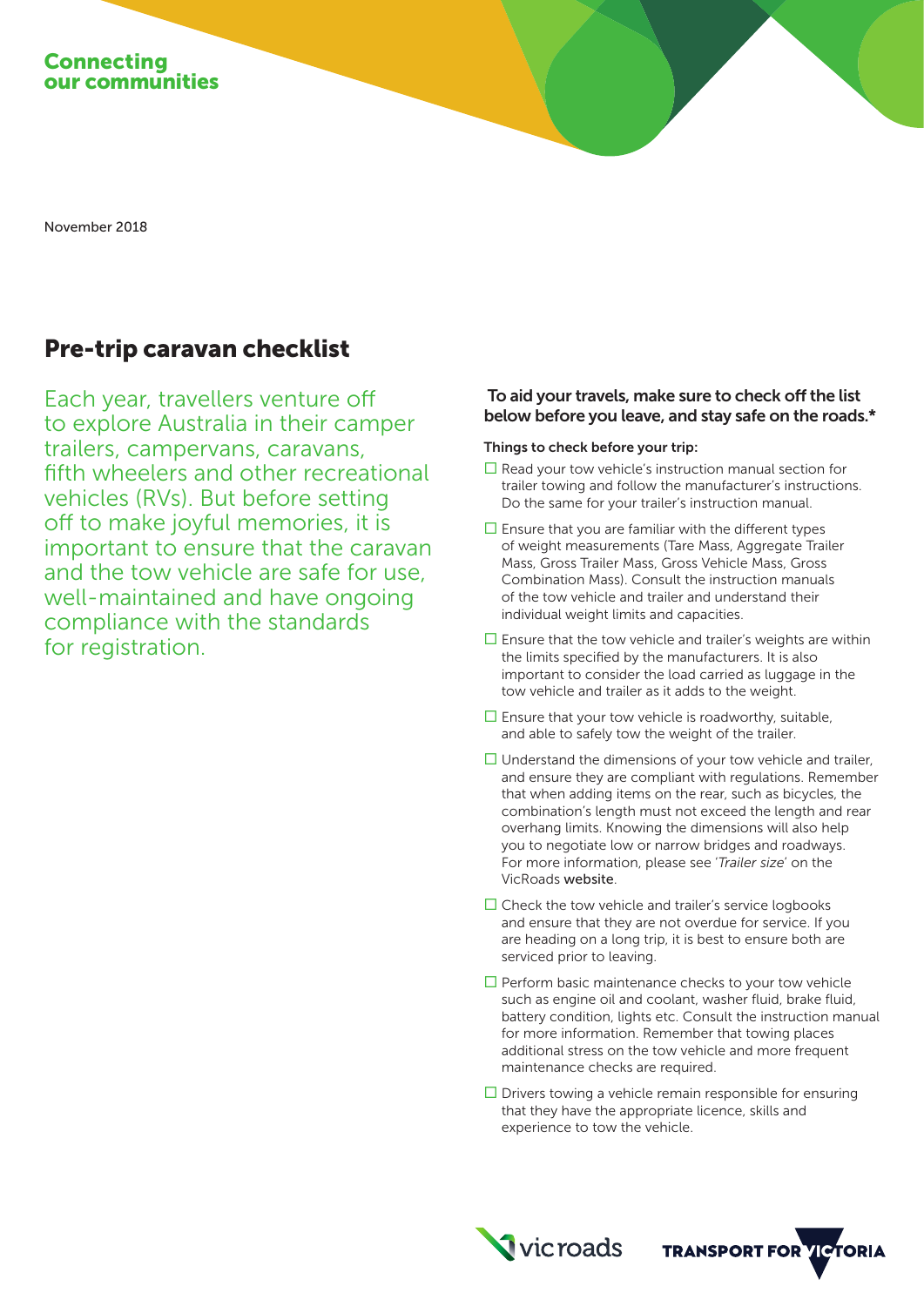Connecting our communities

November 2018

# Pre-trip caravan checklist

Each year, travellers venture off to explore Australia in their camper trailers, campervans, caravans, fifth wheelers and other recreational vehicles (RVs). But before setting off to make joyful memories, it is important to ensure that the caravan and the tow vehicle are safe for use, well-maintained and have ongoing compliance with the standards for registration.

**To aid your travels, make sure to check off the list below before you leave, and stay safe on the roads.***

**Things to check before your trip:**

- ☐ Read your tow vehicle's instruction manual section for trailer towing and follow the manufacturer's instructions. Do the same for your trailer's instruction manual.
- ☐ Ensure that you are familiar with the different types of weight measurements (Tare Mass, Aggregate Trailer Mass, Gross Trailer Mass, Gross Vehicle Mass, Gross Combination Mass). Consult the instruction manuals of the tow vehicle and trailer and understand their individual weight limits and capacities.
- ☐ Ensure that the tow vehicle and trailer's weights are within the limits specified by the manufacturers. It is also important to consider the load carried as luggage in the tow vehicle and trailer as it adds to the weight.
- ☐ Ensure that your tow vehicle is roadworthy, suitable, and able to safely tow the weight of the trailer.
- ☐ Understand the dimensions of your tow vehicle and trailer, and ensure they are compliant with regulations. Remember that when adding items on the rear, such as bicycles, the combination's length must not exceed the length and rear overhang limits. Knowing the dimensions will also help you to negotiate low or narrow bridges and roadways. For more information, please see '*Trailer size*' on the VicRoads website.
- ☐ Check the tow vehicle and trailer's service logbooks and ensure that they are not overdue for service. If you are heading on a long trip, it is best to ensure both are serviced prior to leaving.
- ☐ Perform basic maintenance checks to your tow vehicle such as engine oil and coolant, washer fluid, brake fluid, battery condition, lights etc. Consult the instruction manual for more information. Remember that towing places additional stress on the tow vehicle and more frequent maintenance checks are required.
- ☐ Drivers towing a vehicle remain responsible for ensuring that they have the appropriate licence, skills and experience to tow the vehicle.

vicroads TRANSPORT FOR VICTORIA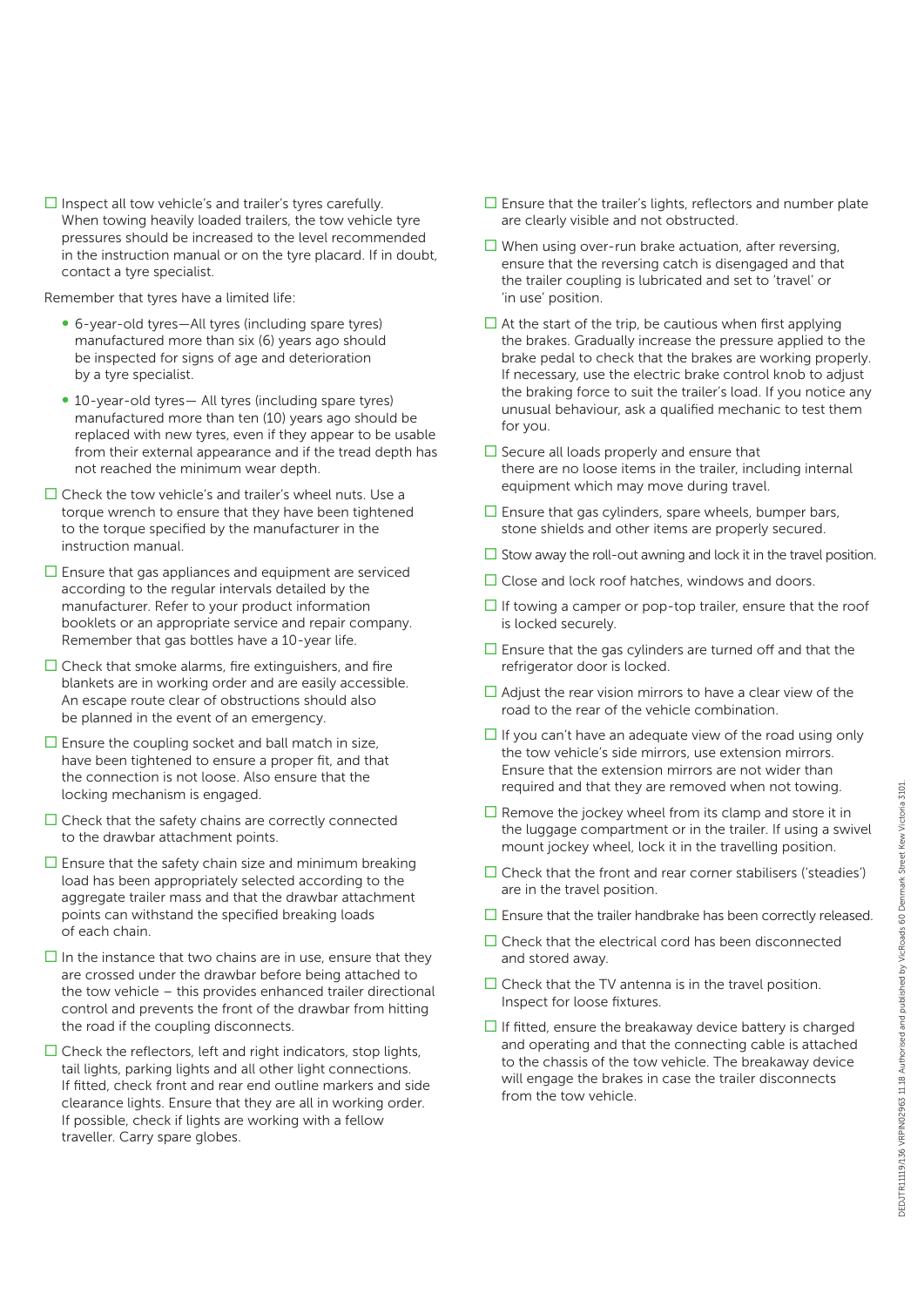- [ ] Inspect all tow vehicle's and trailer's tyres carefully. When towing heavily loaded trailers, the tow vehicle tyre pressures should be increased to the level recommended in the instruction manual or on the tyre placard. If in doubt, contact a tyre specialist.

Remember that tyres have a limited life:

- 6-year-old tyres—All tyres (including spare tyres) manufactured more than six (6) years ago should be inspected for signs of age and deterioration by a tyre specialist.
- 10-year-old tyres— All tyres (including spare tyres) manufactured more than ten (10) years ago should be replaced with new tyres, even if they appear to be usable from their external appearance and if the tread depth has not reached the minimum wear depth.

- [ ] Check the tow vehicle's and trailer's wheel nuts. Use a torque wrench to ensure that they have been tightened to the torque specified by the manufacturer in the instruction manual.
- [ ] Ensure that gas appliances and equipment are serviced according to the regular intervals detailed by the manufacturer. Refer to your product information booklets or an appropriate service and repair company. Remember that gas bottles have a 10-year life.
- [ ] Check that smoke alarms, fire extinguishers, and fire blankets are in working order and are easily accessible. An escape route clear of obstructions should also be planned in the event of an emergency.
- [ ] Ensure the coupling socket and ball match in size, have been tightened to ensure a proper fit, and that the connection is not loose. Also ensure that the locking mechanism is engaged.
- [ ] Check that the safety chains are correctly connected to the drawbar attachment points.
- [ ] Ensure that the safety chain size and minimum breaking load has been appropriately selected according to the aggregate trailer mass and that the drawbar attachment points can withstand the specified breaking loads of each chain.
- [ ] In the instance that two chains are in use, ensure that they are crossed under the drawbar before being attached to the tow vehicle – this provides enhanced trailer directional control and prevents the front of the drawbar from hitting the road if the coupling disconnects.
- [ ] Check the reflectors, left and right indicators, stop lights, tail lights, parking lights and all other light connections. If fitted, check front and rear end outline markers and side clearance lights. Ensure that they are all in working order. If possible, check if lights are working with a fellow traveller. Carry spare globes.
- [ ] Ensure that the trailer's lights, reflectors and number plate are clearly visible and not obstructed.
- [ ] When using over-run brake actuation, after reversing, ensure that the reversing catch is disengaged and that the trailer coupling is lubricated and set to 'travel' or 'in use' position.
- [ ] At the start of the trip, be cautious when first applying the brakes. Gradually increase the pressure applied to the brake pedal to check that the brakes are working properly. If necessary, use the electric brake control knob to adjust the braking force to suit the trailer's load. If you notice any unusual behaviour, ask a qualified mechanic to test them for you.
- [ ] Secure all loads properly and ensure that there are no loose items in the trailer, including internal equipment which may move during travel.
- [ ] Ensure that gas cylinders, spare wheels, bumper bars, stone shields and other items are properly secured.
- [ ] Stow away the roll-out awning and lock it in the travel position.
- [ ] Close and lock roof hatches, windows and doors.
- [ ] If towing a camper or pop-top trailer, ensure that the roof is locked securely.
- [ ] Ensure that the gas cylinders are turned off and that the refrigerator door is locked.
- [ ] Adjust the rear vision mirrors to have a clear view of the road to the rear of the vehicle combination.
- [ ] If you can't have an adequate view of the road using only the tow vehicle's side mirrors, use extension mirrors. Ensure that the extension mirrors are not wider than required and that they are removed when not towing.
- [ ] Remove the jockey wheel from its clamp and store it in the luggage compartment or in the trailer. If using a swivel mount jockey wheel, lock it in the travelling position.
- [ ] Check that the front and rear corner stabilisers ('steadies') are in the travel position.
- [ ] Ensure that the trailer handbrake has been correctly released.
- [ ] Check that the electrical cord has been disconnected and stored away.
- [ ] Check that the TV antenna is in the travel position. Inspect for loose fixtures.
- [ ] If fitted, ensure the breakaway device battery is charged and operating and that the connecting cable is attached to the chassis of the tow vehicle. The breakaway device will engage the brakes in case the trailer disconnects from the tow vehicle.

DEDJTR11119/136 VRPIN02963 11.18 Authorised and published by VicRoads 60 Denmark Street Kew Victoria 3101.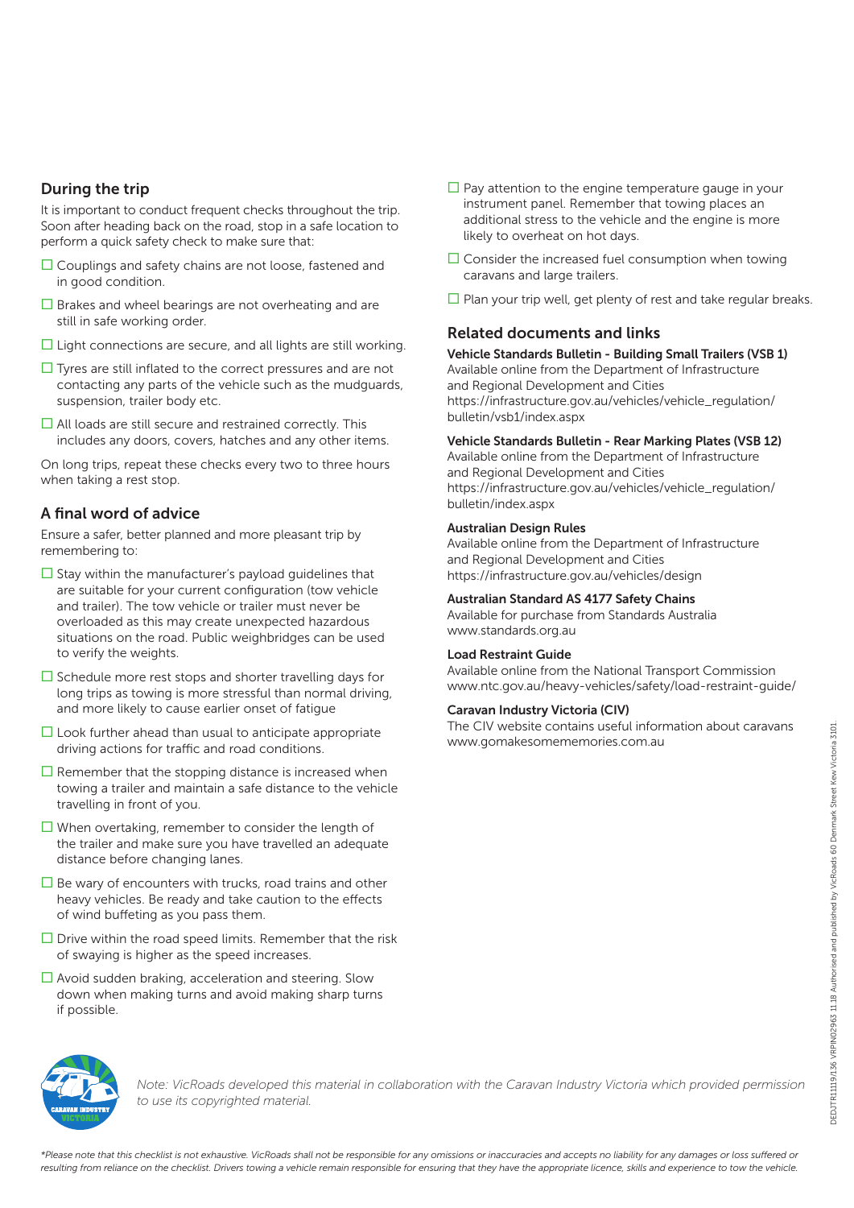## During the trip

It is important to conduct frequent checks throughout the trip. Soon after heading back on the road, stop in a safe location to perform a quick safety check to make sure that:

- ☐ Couplings and safety chains are not loose, fastened and in good condition.
- ☐ Brakes and wheel bearings are not overheating and are still in safe working order.
- ☐ Light connections are secure, and all lights are still working.
- ☐ Tyres are still inflated to the correct pressures and are not contacting any parts of the vehicle such as the mudguards, suspension, trailer body etc.
- ☐ All loads are still secure and restrained correctly. This includes any doors, covers, hatches and any other items.

On long trips, repeat these checks every two to three hours when taking a rest stop.

## A final word of advice

Ensure a safer, better planned and more pleasant trip by remembering to:

- ☐ Stay within the manufacturer's payload guidelines that are suitable for your current configuration (tow vehicle and trailer). The tow vehicle or trailer must never be overloaded as this may create unexpected hazardous situations on the road. Public weighbridges can be used to verify the weights.
- ☐ Schedule more rest stops and shorter travelling days for long trips as towing is more stressful than normal driving, and more likely to cause earlier onset of fatigue
- ☐ Look further ahead than usual to anticipate appropriate driving actions for traffic and road conditions.
- ☐ Remember that the stopping distance is increased when towing a trailer and maintain a safe distance to the vehicle travelling in front of you.
- ☐ When overtaking, remember to consider the length of the trailer and make sure you have travelled an adequate distance before changing lanes.
- ☐ Be wary of encounters with trucks, road trains and other heavy vehicles. Be ready and take caution to the effects of wind buffeting as you pass them.
- ☐ Drive within the road speed limits. Remember that the risk of swaying is higher as the speed increases.
- ☐ Avoid sudden braking, acceleration and steering. Slow down when making turns and avoid making sharp turns if possible.
- ☐ Pay attention to the engine temperature gauge in your instrument panel. Remember that towing places an additional stress to the vehicle and the engine is more likely to overheat on hot days.
- ☐ Consider the increased fuel consumption when towing caravans and large trailers.
- ☐ Plan your trip well, get plenty of rest and take regular breaks.

## Related documents and links

**Vehicle Standards Bulletin - Building Small Trailers (VSB 1)**
Available online from the Department of Infrastructure and Regional Development and Cities
https://infrastructure.gov.au/vehicles/vehicle_regulation/bulletin/vsb1/index.aspx

**Vehicle Standards Bulletin - Rear Marking Plates (VSB 12)**
Available online from the Department of Infrastructure and Regional Development and Cities
https://infrastructure.gov.au/vehicles/vehicle_regulation/bulletin/index.aspx

**Australian Design Rules**
Available online from the Department of Infrastructure and Regional Development and Cities
https://infrastructure.gov.au/vehicles/design

**Australian Standard AS 4177 Safety Chains**
Available for purchase from Standards Australia
www.standards.org.au

**Load Restraint Guide**
Available online from the National Transport Commission
www.ntc.gov.au/heavy-vehicles/safety/load-restraint-guide/

**Caravan Industry Victoria (CIV)**
The CIV website contains useful information about caravans
www.gomakesomememories.com.au

*Note: VicRoads developed this material in collaboration with the Caravan Industry Victoria which provided permission to use its copyrighted material.*

DEDJTR1119/136 VRPIN02963 11.18 Authorised and published by VicRoads 60 Denmark Street Kew Victoria 3101.

*\*Please note that this checklist is not exhaustive. VicRoads shall not be responsible for any omissions or inaccuracies and accepts no liability for any damages or loss suffered or resulting from reliance on the checklist. Drivers towing a vehicle remain responsible for ensuring that they have the appropriate licence, skills and experience to tow the vehicle.*